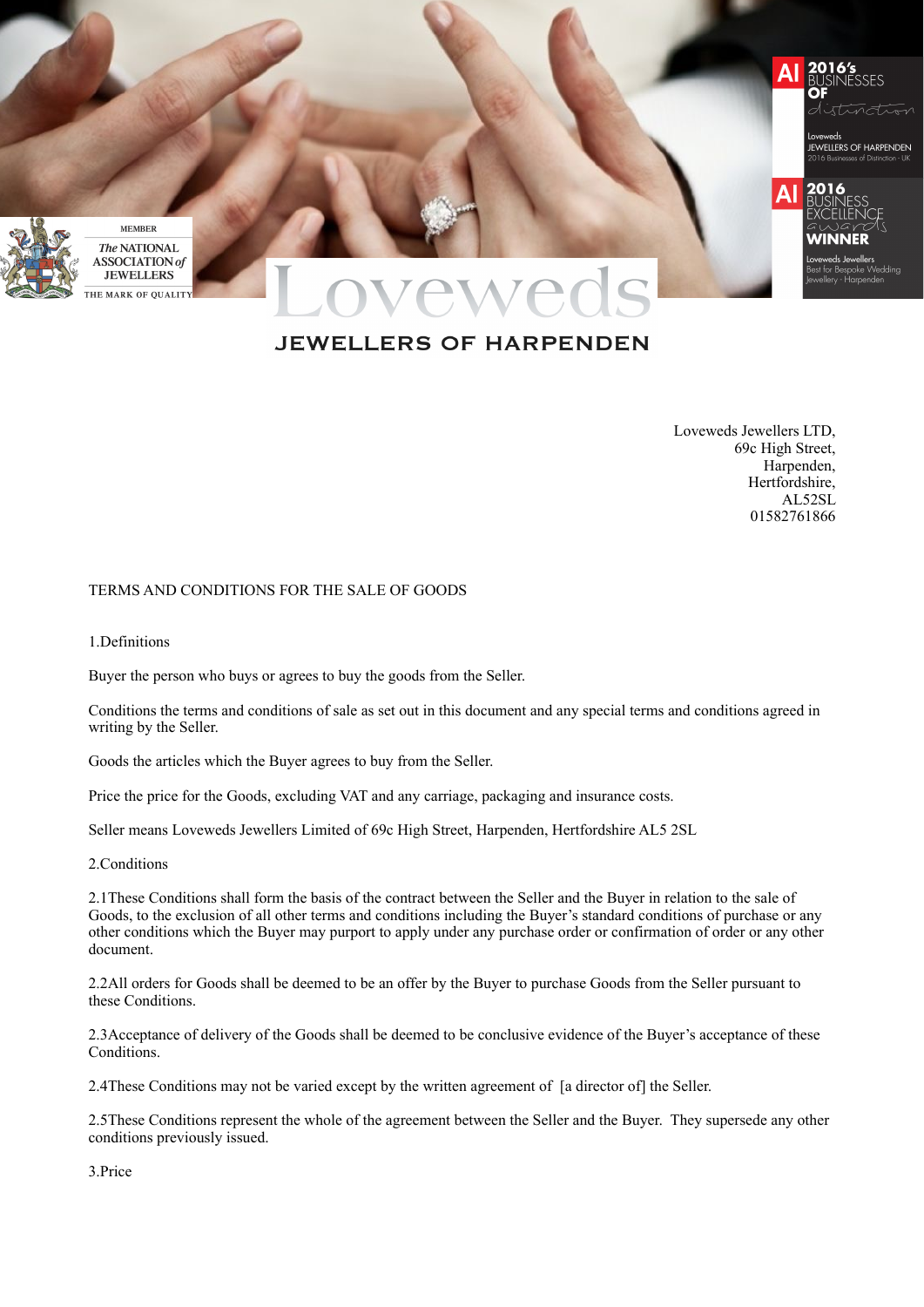Lovewed JEWELLERS OF HARPENDEN

Loveweds Jewellers LTD,
69c High Street,
Harpenden,
Hertfordshire,
AL52SL
01582761866

TERMS AND CONDITIONS FOR THE SALE OF GOODS

1.Definitions

Buyer the person who buys or agrees to buy the goods from the Seller.

Conditions the terms and conditions of sale as set out in this document and any special terms and conditions agreed in writing by the Seller.

Goods the articles which the Buyer agrees to buy from the Seller.

Price the price for the Goods, excluding VAT and any carriage, packaging and insurance costs.

Seller means Loveweds Jewellers Limited of 69c High Street, Harpenden, Hertfordshire AL5 2SL

2.Conditions

2.1These Conditions shall form the basis of the contract between the Seller and the Buyer in relation to the sale of Goods, to the exclusion of all other terms and conditions including the Buyer's standard conditions of purchase or any other conditions which the Buyer may purport to apply under any purchase order or confirmation of order or any other document.

2.2All orders for Goods shall be deemed to be an offer by the Buyer to purchase Goods from the Seller pursuant to these Conditions.

2.3Acceptance of delivery of the Goods shall be deemed to be conclusive evidence of the Buyer's acceptance of these Conditions.

2.4These Conditions may not be varied except by the written agreement of [a director of] the Seller.

2.5These Conditions represent the whole of the agreement between the Seller and the Buyer. They supersede any other conditions previously issued.

3.Price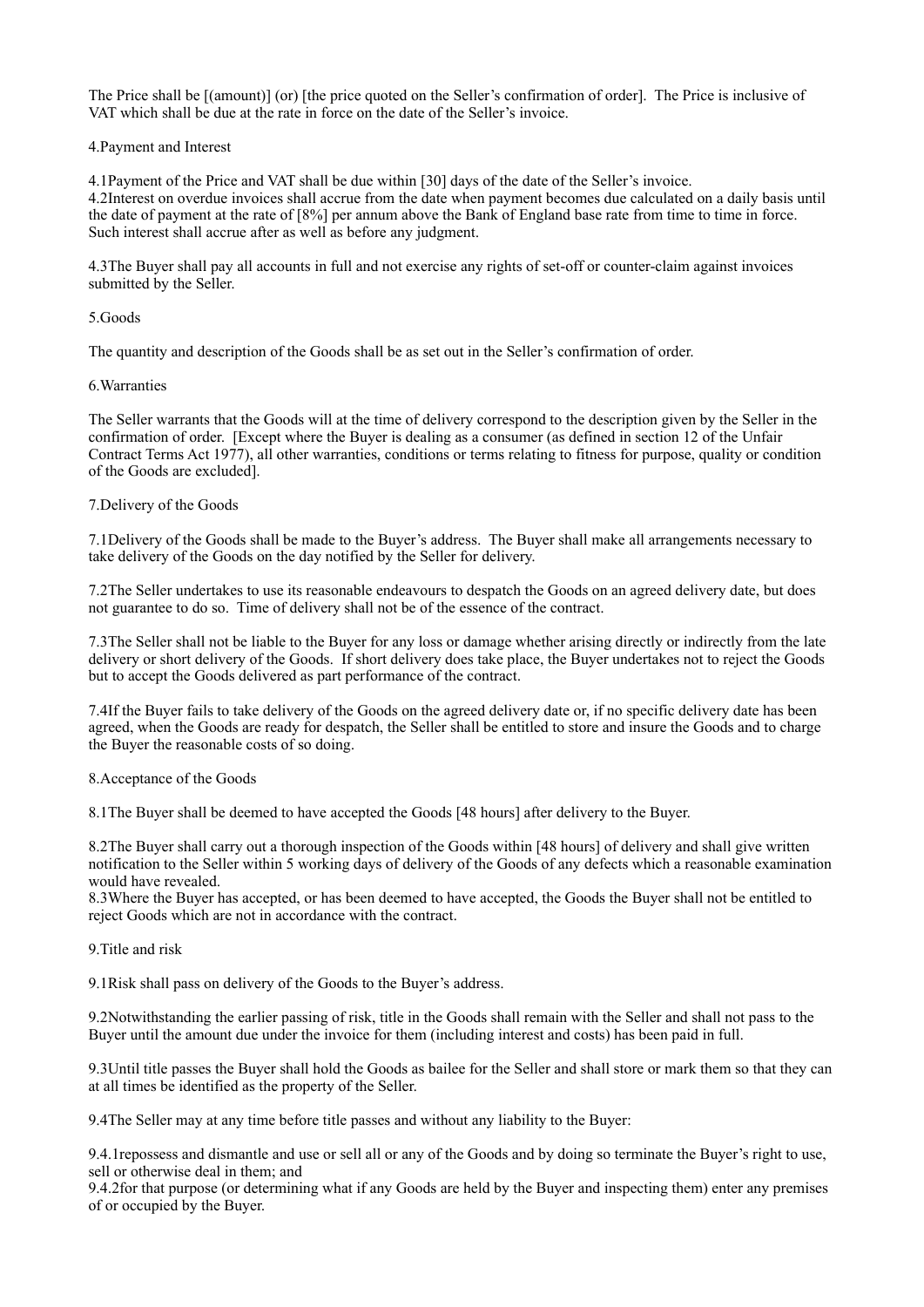The Price shall be [(amount)] (or) [the price quoted on the Seller's confirmation of order]. The Price is inclusive of VAT which shall be due at the rate in force on the date of the Seller's invoice.

4.Payment and Interest

4.1Payment of the Price and VAT shall be due within [30] days of the date of the Seller's invoice.
4.2Interest on overdue invoices shall accrue from the date when payment becomes due calculated on a daily basis until the date of payment at the rate of [8%] per annum above the Bank of England base rate from time to time in force. Such interest shall accrue after as well as before any judgment.

4.3The Buyer shall pay all accounts in full and not exercise any rights of set-off or counter-claim against invoices submitted by the Seller.

5.Goods

The quantity and description of the Goods shall be as set out in the Seller's confirmation of order.

6.Warranties

The Seller warrants that the Goods will at the time of delivery correspond to the description given by the Seller in the confirmation of order. [Except where the Buyer is dealing as a consumer (as defined in section 12 of the Unfair Contract Terms Act 1977), all other warranties, conditions or terms relating to fitness for purpose, quality or condition of the Goods are excluded].

7.Delivery of the Goods

7.1Delivery of the Goods shall be made to the Buyer's address. The Buyer shall make all arrangements necessary to take delivery of the Goods on the day notified by the Seller for delivery.

7.2The Seller undertakes to use its reasonable endeavours to despatch the Goods on an agreed delivery date, but does not guarantee to do so. Time of delivery shall not be of the essence of the contract.

7.3The Seller shall not be liable to the Buyer for any loss or damage whether arising directly or indirectly from the late delivery or short delivery of the Goods. If short delivery does take place, the Buyer undertakes not to reject the Goods but to accept the Goods delivered as part performance of the contract.

7.4If the Buyer fails to take delivery of the Goods on the agreed delivery date or, if no specific delivery date has been agreed, when the Goods are ready for despatch, the Seller shall be entitled to store and insure the Goods and to charge the Buyer the reasonable costs of so doing.

8.Acceptance of the Goods

8.1The Buyer shall be deemed to have accepted the Goods [48 hours] after delivery to the Buyer.

8.2The Buyer shall carry out a thorough inspection of the Goods within [48 hours] of delivery and shall give written notification to the Seller within 5 working days of delivery of the Goods of any defects which a reasonable examination would have revealed.
8.3Where the Buyer has accepted, or has been deemed to have accepted, the Goods the Buyer shall not be entitled to reject Goods which are not in accordance with the contract.

9.Title and risk

9.1Risk shall pass on delivery of the Goods to the Buyer's address.

9.2Notwithstanding the earlier passing of risk, title in the Goods shall remain with the Seller and shall not pass to the Buyer until the amount due under the invoice for them (including interest and costs) has been paid in full.

9.3Until title passes the Buyer shall hold the Goods as bailee for the Seller and shall store or mark them so that they can at all times be identified as the property of the Seller.

9.4The Seller may at any time before title passes and without any liability to the Buyer:

9.4.1repossess and dismantle and use or sell all or any of the Goods and by doing so terminate the Buyer's right to use, sell or otherwise deal in them; and
9.4.2for that purpose (or determining what if any Goods are held by the Buyer and inspecting them) enter any premises of or occupied by the Buyer.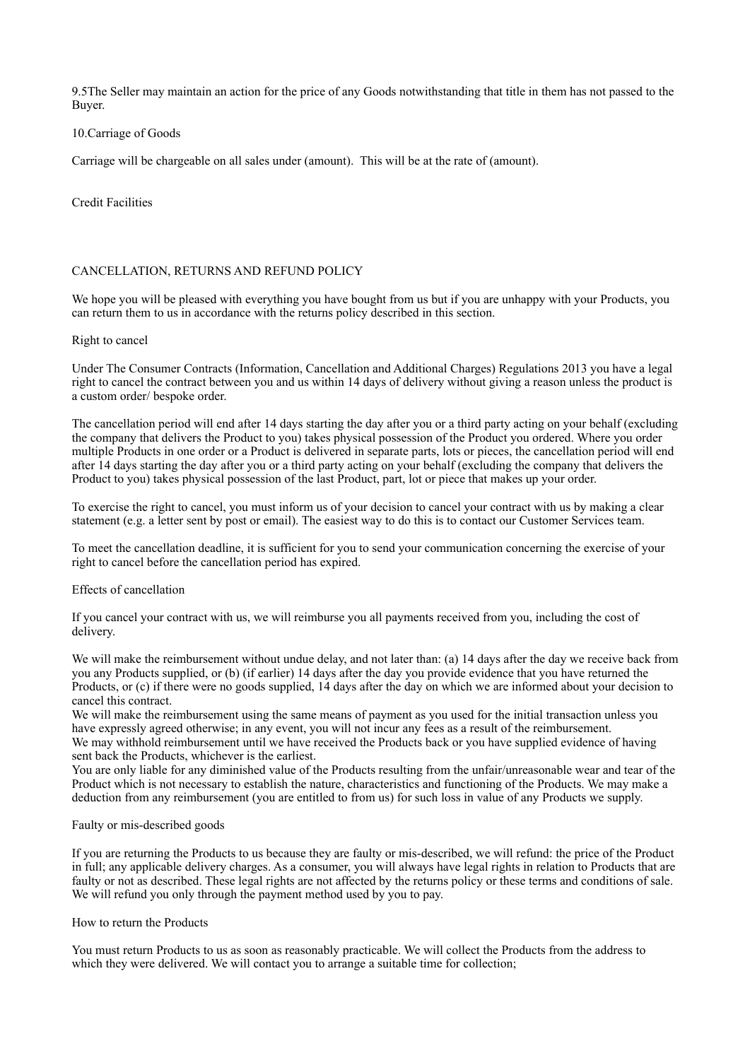9.5The Seller may maintain an action for the price of any Goods notwithstanding that title in them has not passed to the Buyer.

10.Carriage of Goods

Carriage will be chargeable on all sales under (amount). This will be at the rate of (amount).

Credit Facilities

CANCELLATION, RETURNS AND REFUND POLICY

We hope you will be pleased with everything you have bought from us but if you are unhappy with your Products, you can return them to us in accordance with the returns policy described in this section.

Right to cancel

Under The Consumer Contracts (Information, Cancellation and Additional Charges) Regulations 2013 you have a legal right to cancel the contract between you and us within 14 days of delivery without giving a reason unless the product is a custom order/ bespoke order.

The cancellation period will end after 14 days starting the day after you or a third party acting on your behalf (excluding the company that delivers the Product to you) takes physical possession of the Product you ordered. Where you order multiple Products in one order or a Product is delivered in separate parts, lots or pieces, the cancellation period will end after 14 days starting the day after you or a third party acting on your behalf (excluding the company that delivers the Product to you) takes physical possession of the last Product, part, lot or piece that makes up your order.

To exercise the right to cancel, you must inform us of your decision to cancel your contract with us by making a clear statement (e.g. a letter sent by post or email). The easiest way to do this is to contact our Customer Services team.

To meet the cancellation deadline, it is sufficient for you to send your communication concerning the exercise of your right to cancel before the cancellation period has expired.

Effects of cancellation

If you cancel your contract with us, we will reimburse you all payments received from you, including the cost of delivery.

We will make the reimbursement without undue delay, and not later than: (a) 14 days after the day we receive back from you any Products supplied, or (b) (if earlier) 14 days after the day you provide evidence that you have returned the Products, or (c) if there were no goods supplied, 14 days after the day on which we are informed about your decision to cancel this contract.
We will make the reimbursement using the same means of payment as you used for the initial transaction unless you have expressly agreed otherwise; in any event, you will not incur any fees as a result of the reimbursement.
We may withhold reimbursement until we have received the Products back or you have supplied evidence of having sent back the Products, whichever is the earliest.
You are only liable for any diminished value of the Products resulting from the unfair/unreasonable wear and tear of the Product which is not necessary to establish the nature, characteristics and functioning of the Products. We may make a deduction from any reimbursement (you are entitled to from us) for such loss in value of any Products we supply.

Faulty or mis-described goods

If you are returning the Products to us because they are faulty or mis-described, we will refund: the price of the Product in full; any applicable delivery charges. As a consumer, you will always have legal rights in relation to Products that are faulty or not as described. These legal rights are not affected by the returns policy or these terms and conditions of sale. We will refund you only through the payment method used by you to pay.

How to return the Products

You must return Products to us as soon as reasonably practicable. We will collect the Products from the address to which they were delivered. We will contact you to arrange a suitable time for collection;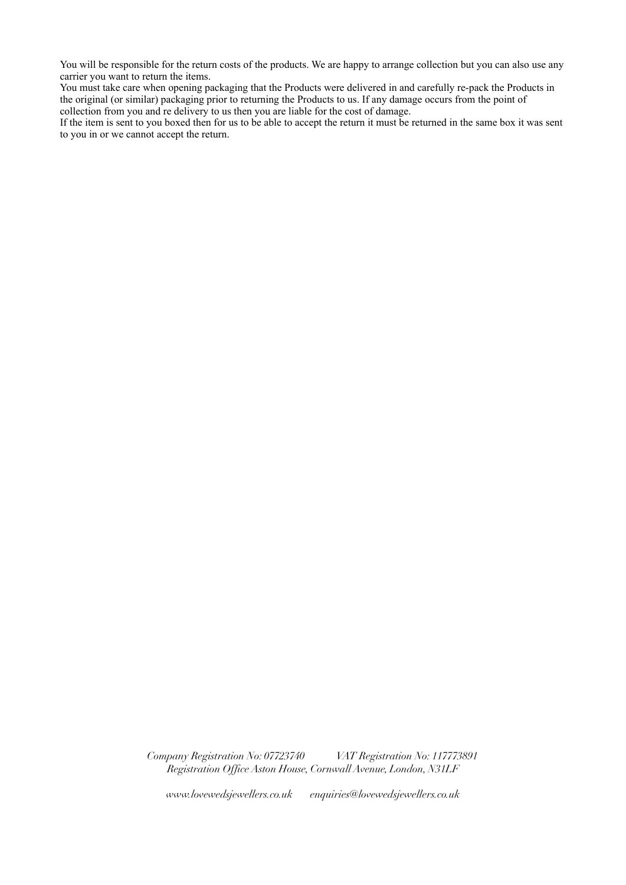You will be responsible for the return costs of the products. We are happy to arrange collection but you can also use any carrier you want to return the items.
You must take care when opening packaging that the Products were delivered in and carefully re-pack the Products in the original (or similar) packaging prior to returning the Products to us. If any damage occurs from the point of collection from you and re delivery to us then you are liable for the cost of damage.
If the item is sent to you boxed then for us to be able to accept the return it must be returned in the same box it was sent to you in or we cannot accept the return.

*Company Registration No: 07723740 VAT Registration No: 117773891*
*Registration Office Aston House, Cornwall Avenue, London, N31LF*

*www.lovewedsjewellers.co.uk enquiries@lovewedsjewellers.co.uk*